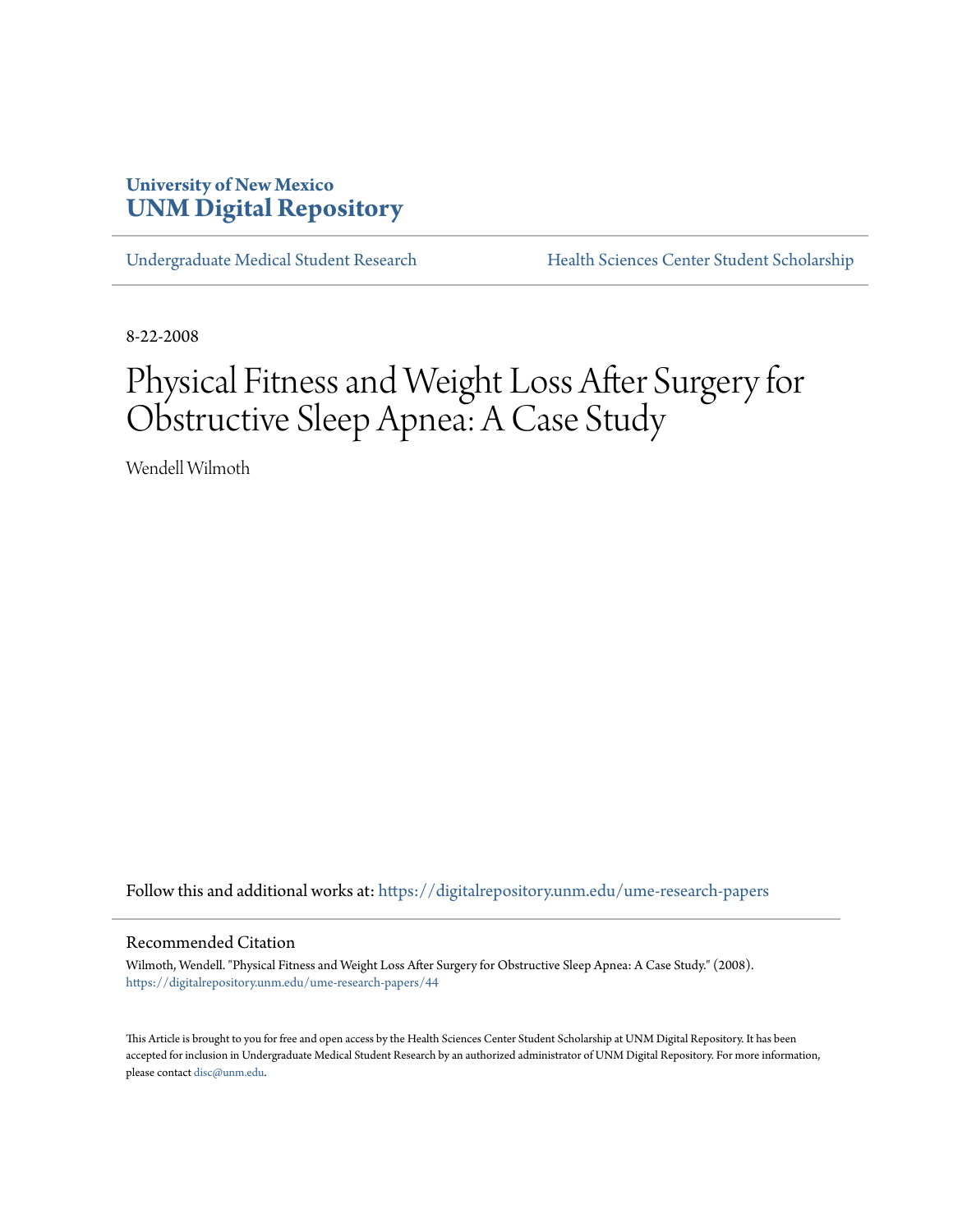University of New Mexico
**UNM Digital Repository**

Undergraduate Medical Student Research | Health Sciences Center Student Scholarship

8-22-2008

# Physical Fitness and Weight Loss After Surgery for Obstructive Sleep Apnea: A Case Study

Wendell Wilmoth

Follow this and additional works at: https://digitalrepository.unm.edu/ume-research-papers

## Recommended Citation

Wilmoth, Wendell. "Physical Fitness and Weight Loss After Surgery for Obstructive Sleep Apnea: A Case Study." (2008). https://digitalrepository.unm.edu/ume-research-papers/44

This Article is brought to you for free and open access by the Health Sciences Center Student Scholarship at UNM Digital Repository. It has been accepted for inclusion in Undergraduate Medical Student Research by an authorized administrator of UNM Digital Repository. For more information, please contact disc@unm.edu.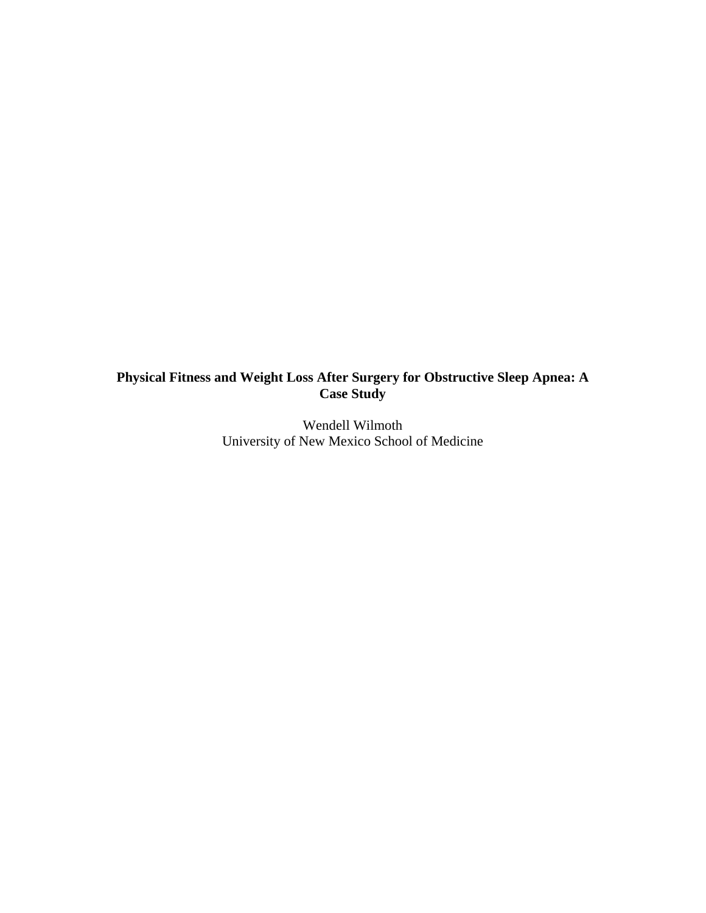**Physical Fitness and Weight Loss After Surgery for Obstructive Sleep Apnea: A Case Study**

Wendell Wilmoth
University of New Mexico School of Medicine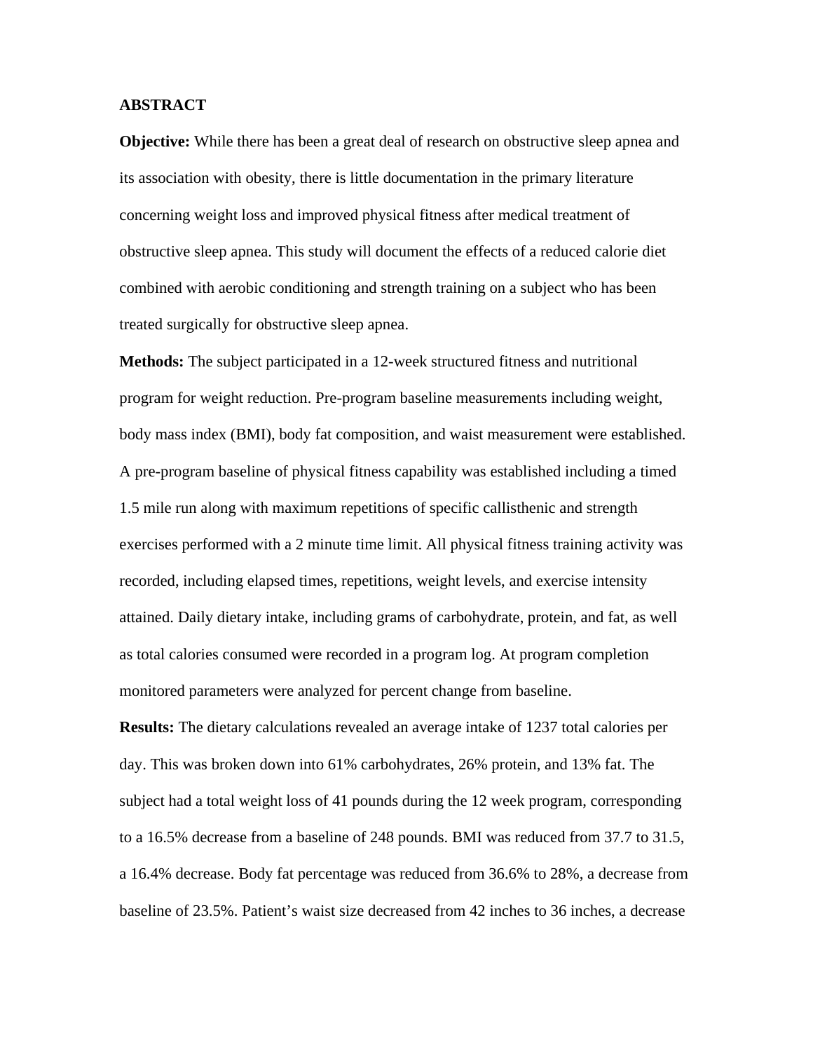## ABSTRACT

**Objective:** While there has been a great deal of research on obstructive sleep apnea and its association with obesity, there is little documentation in the primary literature concerning weight loss and improved physical fitness after medical treatment of obstructive sleep apnea. This study will document the effects of a reduced calorie diet combined with aerobic conditioning and strength training on a subject who has been treated surgically for obstructive sleep apnea.

**Methods:** The subject participated in a 12-week structured fitness and nutritional program for weight reduction. Pre-program baseline measurements including weight, body mass index (BMI), body fat composition, and waist measurement were established. A pre-program baseline of physical fitness capability was established including a timed 1.5 mile run along with maximum repetitions of specific callisthenic and strength exercises performed with a 2 minute time limit. All physical fitness training activity was recorded, including elapsed times, repetitions, weight levels, and exercise intensity attained. Daily dietary intake, including grams of carbohydrate, protein, and fat, as well as total calories consumed were recorded in a program log. At program completion monitored parameters were analyzed for percent change from baseline.

**Results:** The dietary calculations revealed an average intake of 1237 total calories per day. This was broken down into 61% carbohydrates, 26% protein, and 13% fat. The subject had a total weight loss of 41 pounds during the 12 week program, corresponding to a 16.5% decrease from a baseline of 248 pounds. BMI was reduced from 37.7 to 31.5, a 16.4% decrease. Body fat percentage was reduced from 36.6% to 28%, a decrease from baseline of 23.5%. Patient's waist size decreased from 42 inches to 36 inches, a decrease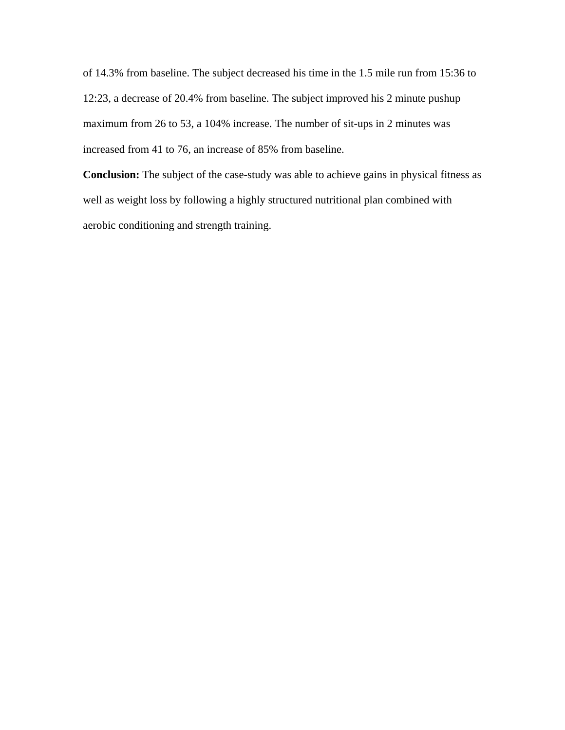of 14.3% from baseline. The subject decreased his time in the 1.5 mile run from 15:36 to 12:23, a decrease of 20.4% from baseline. The subject improved his 2 minute pushup maximum from 26 to 53, a 104% increase. The number of sit-ups in 2 minutes was increased from 41 to 76, an increase of 85% from baseline.

**Conclusion:** The subject of the case-study was able to achieve gains in physical fitness as well as weight loss by following a highly structured nutritional plan combined with aerobic conditioning and strength training.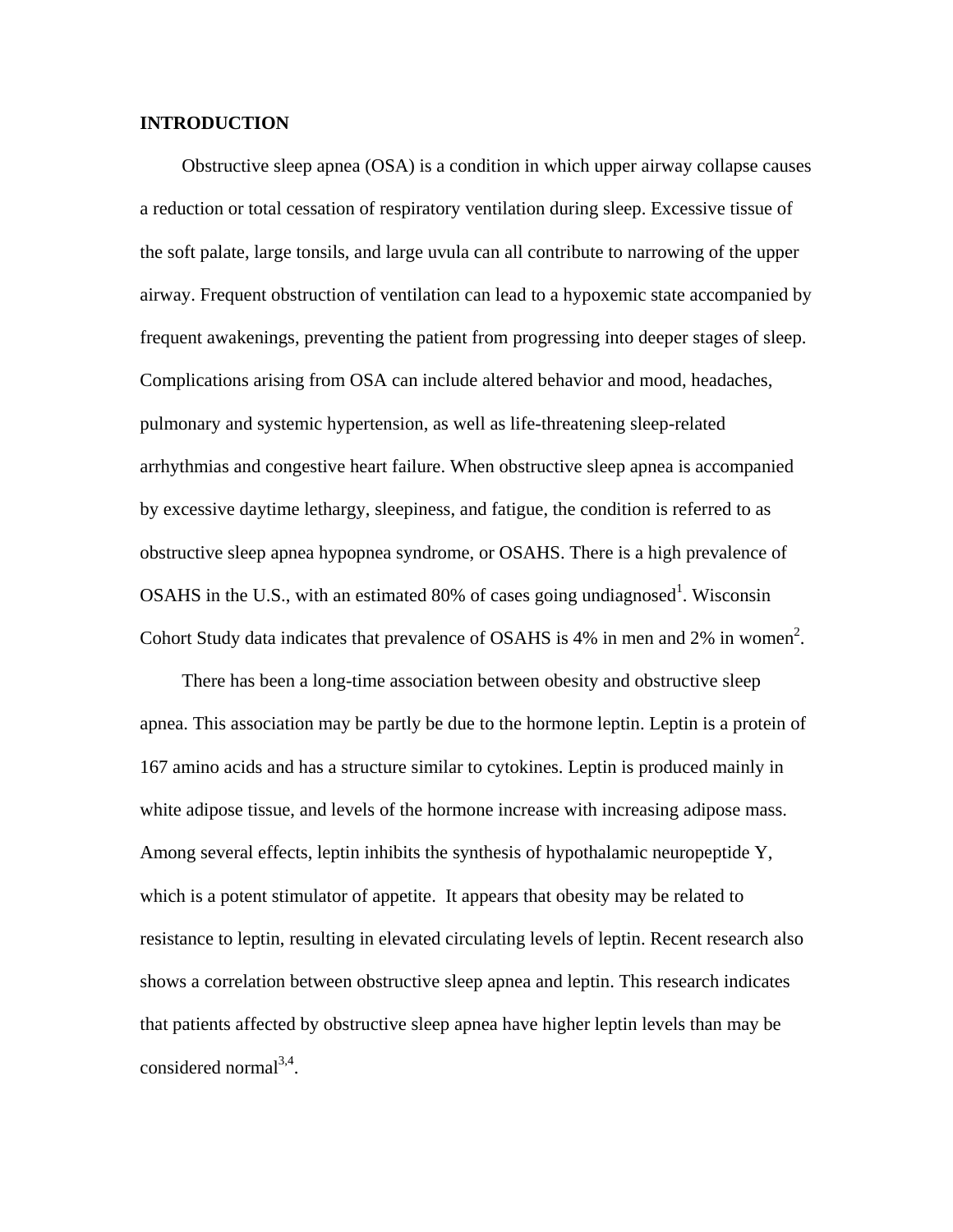## INTRODUCTION

Obstructive sleep apnea (OSA) is a condition in which upper airway collapse causes a reduction or total cessation of respiratory ventilation during sleep. Excessive tissue of the soft palate, large tonsils, and large uvula can all contribute to narrowing of the upper airway. Frequent obstruction of ventilation can lead to a hypoxemic state accompanied by frequent awakenings, preventing the patient from progressing into deeper stages of sleep. Complications arising from OSA can include altered behavior and mood, headaches, pulmonary and systemic hypertension, as well as life-threatening sleep-related arrhythmias and congestive heart failure. When obstructive sleep apnea is accompanied by excessive daytime lethargy, sleepiness, and fatigue, the condition is referred to as obstructive sleep apnea hypopnea syndrome, or OSAHS. There is a high prevalence of OSAHS in the U.S., with an estimated 80% of cases going undiagnosed[1]. Wisconsin Cohort Study data indicates that prevalence of OSAHS is 4% in men and 2% in women[2].

There has been a long-time association between obesity and obstructive sleep apnea. This association may be partly be due to the hormone leptin. Leptin is a protein of 167 amino acids and has a structure similar to cytokines. Leptin is produced mainly in white adipose tissue, and levels of the hormone increase with increasing adipose mass. Among several effects, leptin inhibits the synthesis of hypothalamic neuropeptide Y, which is a potent stimulator of appetite. It appears that obesity may be related to resistance to leptin, resulting in elevated circulating levels of leptin. Recent research also shows a correlation between obstructive sleep apnea and leptin. This research indicates that patients affected by obstructive sleep apnea have higher leptin levels than may be considered normal[3,4].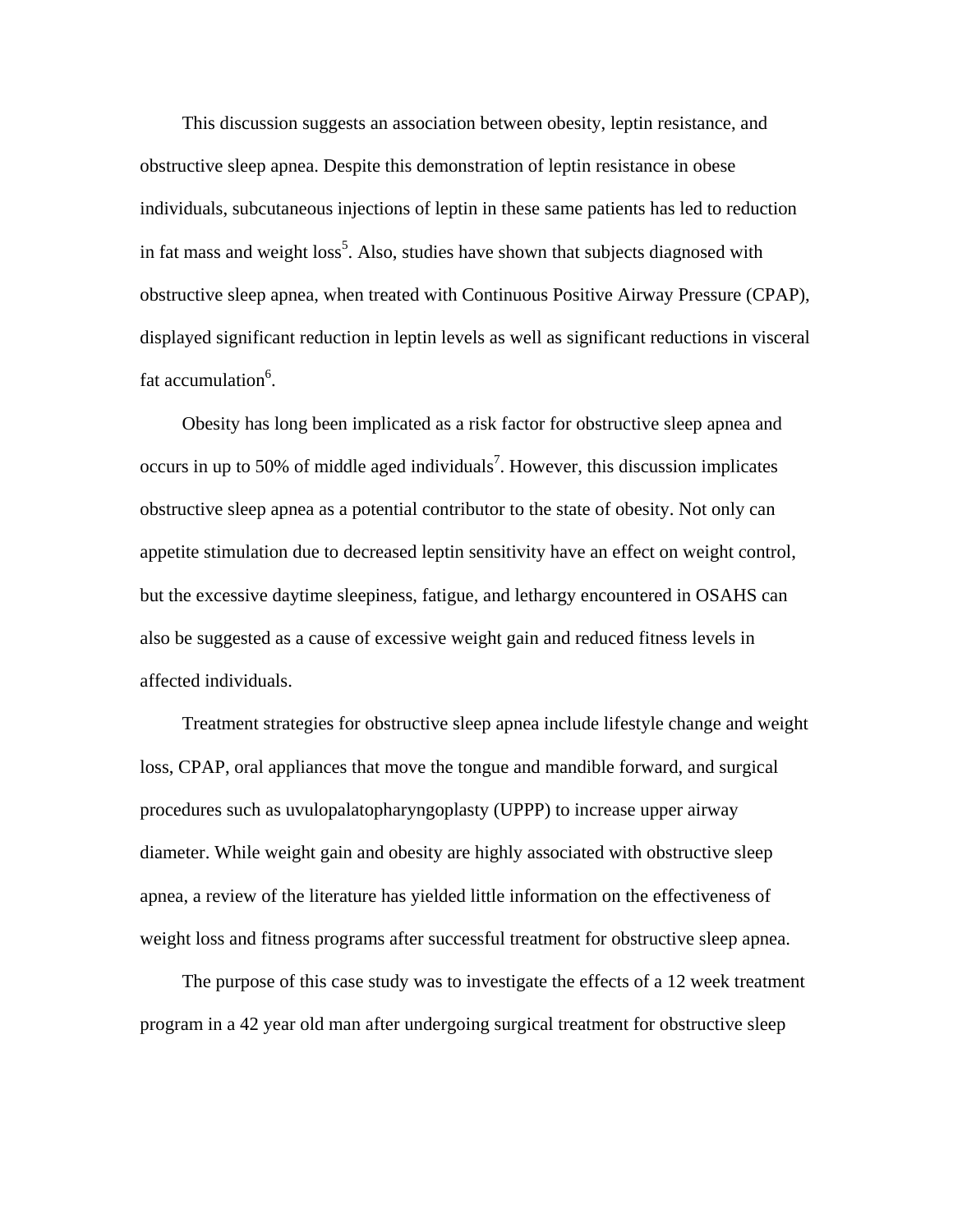This discussion suggests an association between obesity, leptin resistance, and obstructive sleep apnea. Despite this demonstration of leptin resistance in obese individuals, subcutaneous injections of leptin in these same patients has led to reduction in fat mass and weight loss[5]. Also, studies have shown that subjects diagnosed with obstructive sleep apnea, when treated with Continuous Positive Airway Pressure (CPAP), displayed significant reduction in leptin levels as well as significant reductions in visceral fat accumulation[6].

Obesity has long been implicated as a risk factor for obstructive sleep apnea and occurs in up to 50% of middle aged individuals[7]. However, this discussion implicates obstructive sleep apnea as a potential contributor to the state of obesity. Not only can appetite stimulation due to decreased leptin sensitivity have an effect on weight control, but the excessive daytime sleepiness, fatigue, and lethargy encountered in OSAHS can also be suggested as a cause of excessive weight gain and reduced fitness levels in affected individuals.

Treatment strategies for obstructive sleep apnea include lifestyle change and weight loss, CPAP, oral appliances that move the tongue and mandible forward, and surgical procedures such as uvulopalatopharyngoplasty (UPPP) to increase upper airway diameter. While weight gain and obesity are highly associated with obstructive sleep apnea, a review of the literature has yielded little information on the effectiveness of weight loss and fitness programs after successful treatment for obstructive sleep apnea.

The purpose of this case study was to investigate the effects of a 12 week treatment program in a 42 year old man after undergoing surgical treatment for obstructive sleep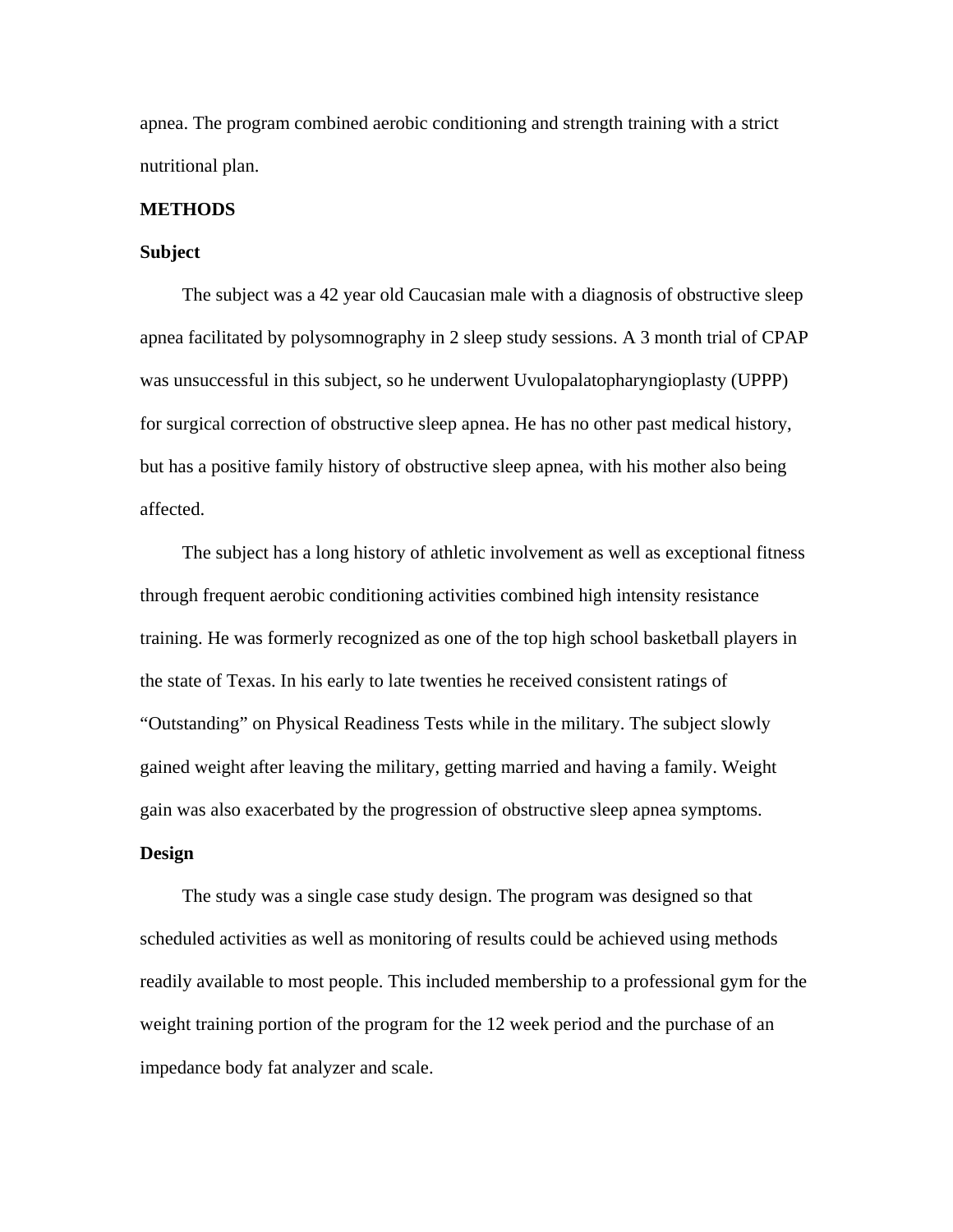apnea. The program combined aerobic conditioning and strength training with a strict nutritional plan.

## METHODS

### Subject

The subject was a 42 year old Caucasian male with a diagnosis of obstructive sleep apnea facilitated by polysomnography in 2 sleep study sessions. A 3 month trial of CPAP was unsuccessful in this subject, so he underwent Uvulopalatopharyngioplasty (UPPP) for surgical correction of obstructive sleep apnea. He has no other past medical history, but has a positive family history of obstructive sleep apnea, with his mother also being affected.

The subject has a long history of athletic involvement as well as exceptional fitness through frequent aerobic conditioning activities combined high intensity resistance training. He was formerly recognized as one of the top high school basketball players in the state of Texas. In his early to late twenties he received consistent ratings of "Outstanding" on Physical Readiness Tests while in the military. The subject slowly gained weight after leaving the military, getting married and having a family. Weight gain was also exacerbated by the progression of obstructive sleep apnea symptoms.

### Design

The study was a single case study design. The program was designed so that scheduled activities as well as monitoring of results could be achieved using methods readily available to most people. This included membership to a professional gym for the weight training portion of the program for the 12 week period and the purchase of an impedance body fat analyzer and scale.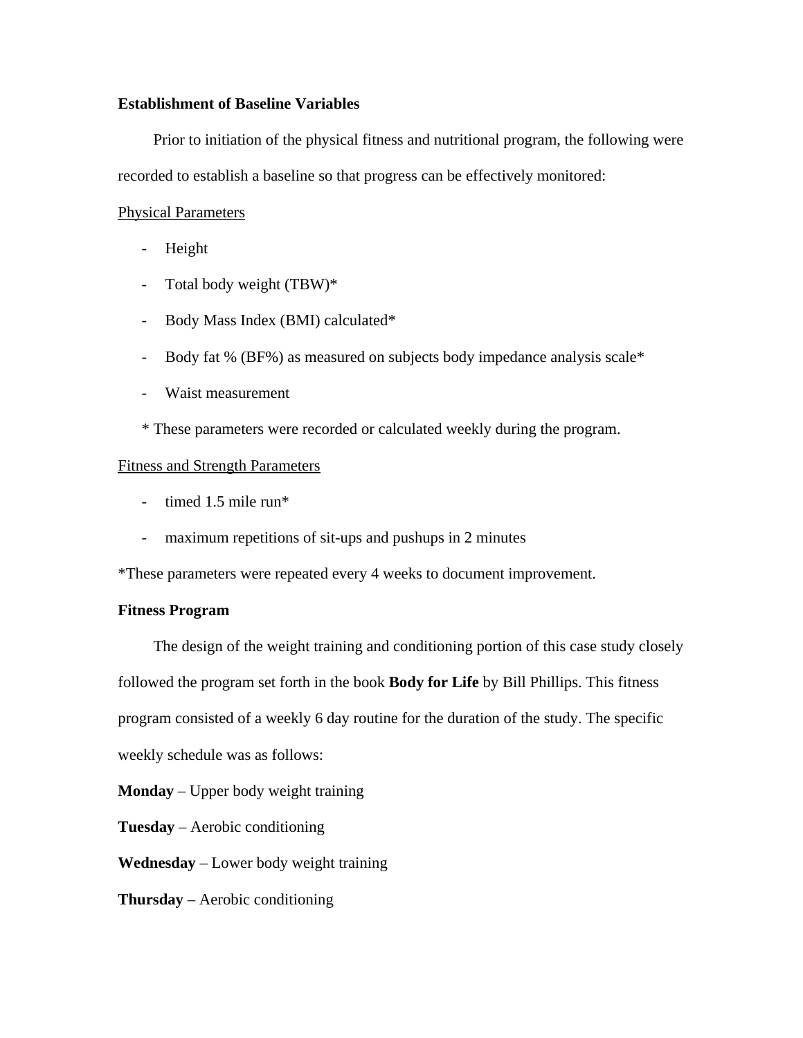**Establishment of Baseline Variables**

Prior to initiation of the physical fitness and nutritional program, the following were recorded to establish a baseline so that progress can be effectively monitored:

<u>Physical Parameters</u>

- Height
- Total body weight (TBW)*
- Body Mass Index (BMI) calculated*
- Body fat % (BF%) as measured on subjects body impedance analysis scale*
- Waist measurement

\* These parameters were recorded or calculated weekly during the program.

<u>Fitness and Strength Parameters</u>

- timed 1.5 mile run*
- maximum repetitions of sit-ups and pushups in 2 minutes

*These parameters were repeated every 4 weeks to document improvement.

**Fitness Program**

The design of the weight training and conditioning portion of this case study closely followed the program set forth in the book **Body for Life** by Bill Phillips. This fitness program consisted of a weekly 6 day routine for the duration of the study. The specific weekly schedule was as follows:

**Monday** – Upper body weight training

**Tuesday** – Aerobic conditioning

**Wednesday** – Lower body weight training

**Thursday** – Aerobic conditioning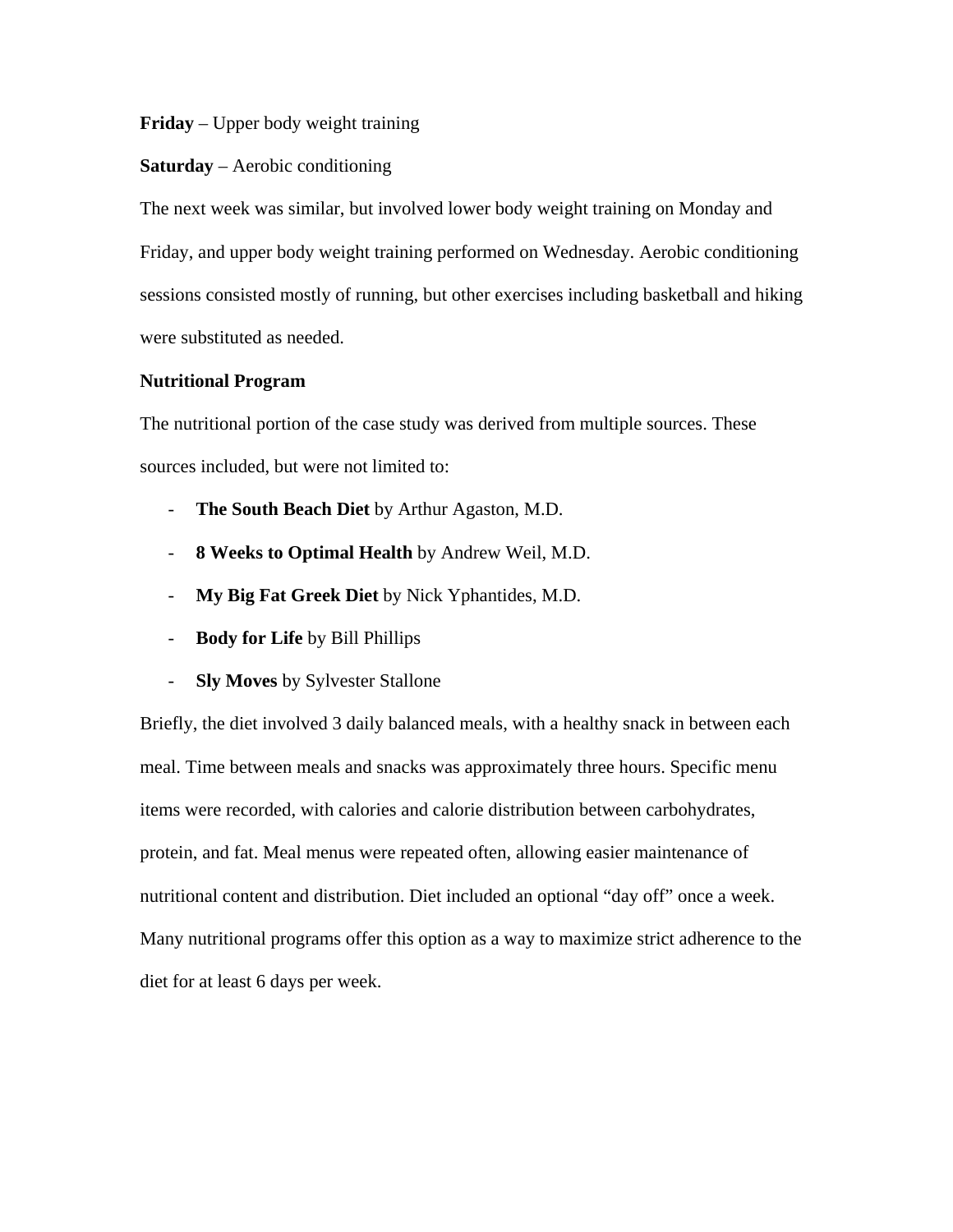**Friday** – Upper body weight training

**Saturday** – Aerobic conditioning

The next week was similar, but involved lower body weight training on Monday and Friday, and upper body weight training performed on Wednesday. Aerobic conditioning sessions consisted mostly of running, but other exercises including basketball and hiking were substituted as needed.

**Nutritional Program**

The nutritional portion of the case study was derived from multiple sources. These sources included, but were not limited to:

- **The South Beach Diet** by Arthur Agaston, M.D.
- **8 Weeks to Optimal Health** by Andrew Weil, M.D.
- **My Big Fat Greek Diet** by Nick Yphantides, M.D.
- **Body for Life** by Bill Phillips
- **Sly Moves** by Sylvester Stallone

Briefly, the diet involved 3 daily balanced meals, with a healthy snack in between each meal. Time between meals and snacks was approximately three hours. Specific menu items were recorded, with calories and calorie distribution between carbohydrates, protein, and fat. Meal menus were repeated often, allowing easier maintenance of nutritional content and distribution. Diet included an optional "day off" once a week. Many nutritional programs offer this option as a way to maximize strict adherence to the diet for at least 6 days per week.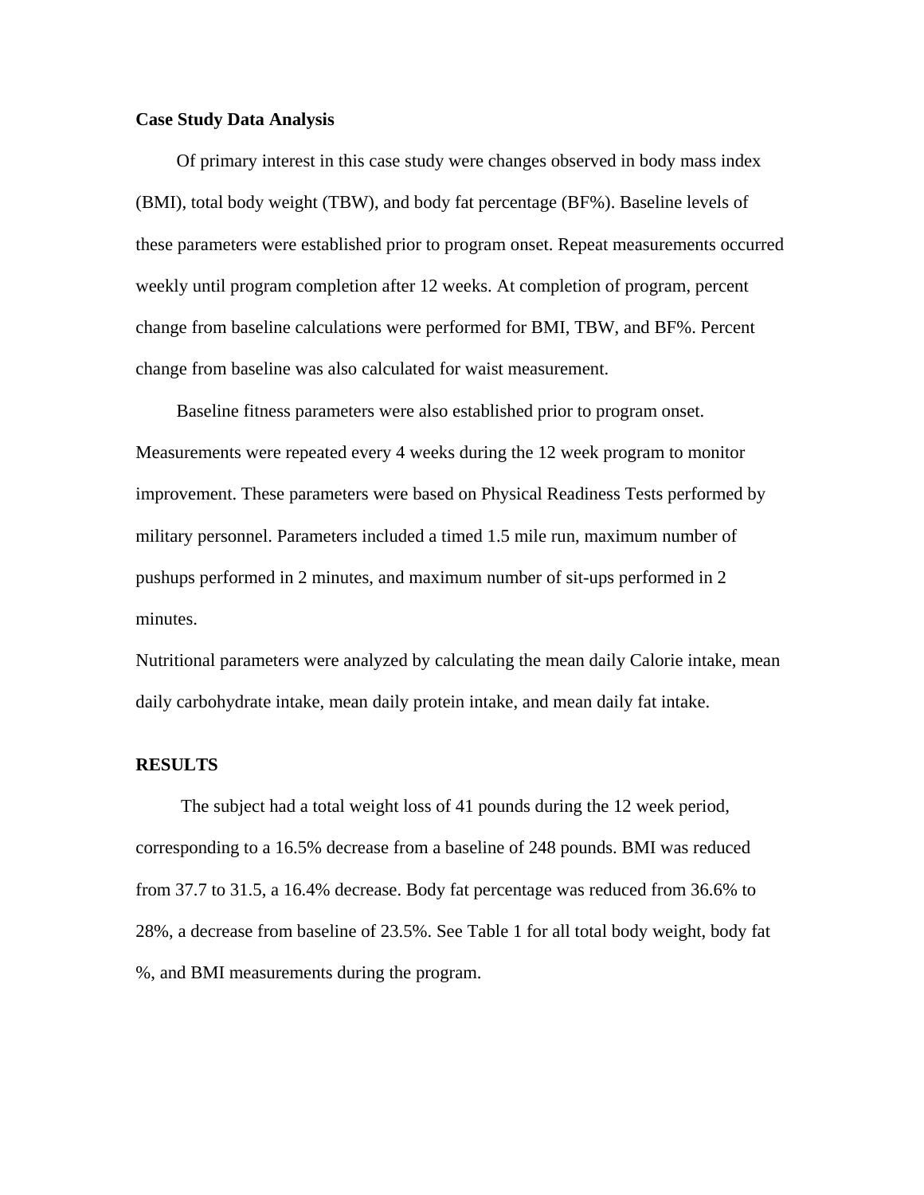**Case Study Data Analysis**

Of primary interest in this case study were changes observed in body mass index (BMI), total body weight (TBW), and body fat percentage (BF%). Baseline levels of these parameters were established prior to program onset. Repeat measurements occurred weekly until program completion after 12 weeks. At completion of program, percent change from baseline calculations were performed for BMI, TBW, and BF%. Percent change from baseline was also calculated for waist measurement.

Baseline fitness parameters were also established prior to program onset. Measurements were repeated every 4 weeks during the 12 week program to monitor improvement. These parameters were based on Physical Readiness Tests performed by military personnel. Parameters included a timed 1.5 mile run, maximum number of pushups performed in 2 minutes, and maximum number of sit-ups performed in 2 minutes.

Nutritional parameters were analyzed by calculating the mean daily Calorie intake, mean daily carbohydrate intake, mean daily protein intake, and mean daily fat intake.

**RESULTS**

The subject had a total weight loss of 41 pounds during the 12 week period, corresponding to a 16.5% decrease from a baseline of 248 pounds. BMI was reduced from 37.7 to 31.5, a 16.4% decrease. Body fat percentage was reduced from 36.6% to 28%, a decrease from baseline of 23.5%. See Table 1 for all total body weight, body fat %, and BMI measurements during the program.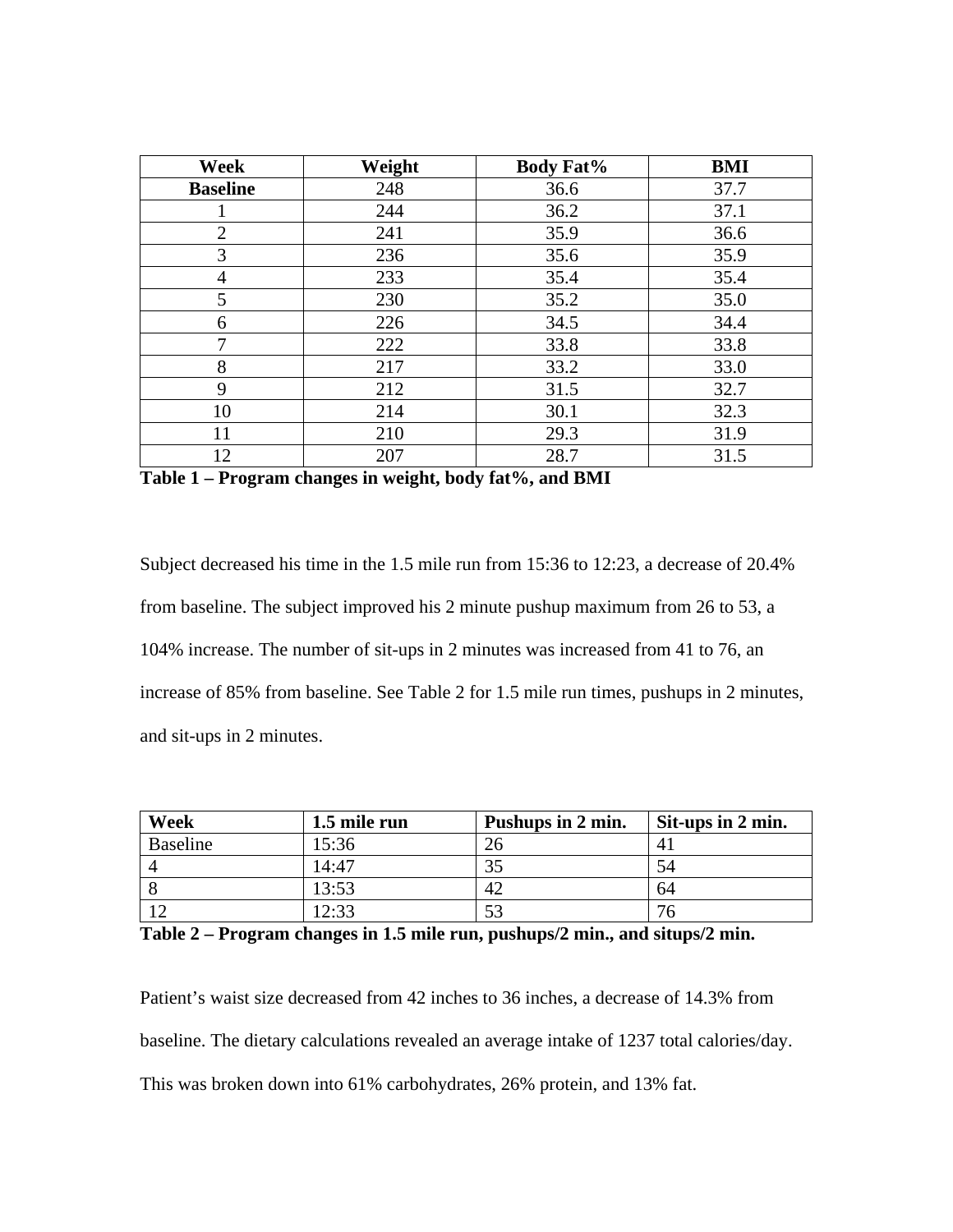| Week | Weight | Body Fat% | BMI |
|---|---|---|---|
| **Baseline** | 248 | 36.6 | 37.7 |
| 1 | 244 | 36.2 | 37.1 |
| 2 | 241 | 35.9 | 36.6 |
| 3 | 236 | 35.6 | 35.9 |
| 4 | 233 | 35.4 | 35.4 |
| 5 | 230 | 35.2 | 35.0 |
| 6 | 226 | 34.5 | 34.4 |
| 7 | 222 | 33.8 | 33.8 |
| 8 | 217 | 33.2 | 33.0 |
| 9 | 212 | 31.5 | 32.7 |
| 10 | 214 | 30.1 | 32.3 |
| 11 | 210 | 29.3 | 31.9 |
| 12 | 207 | 28.7 | 31.5 |

**Table 1 – Program changes in weight, body fat%, and BMI**

Subject decreased his time in the 1.5 mile run from 15:36 to 12:23, a decrease of 20.4% from baseline. The subject improved his 2 minute pushup maximum from 26 to 53, a 104% increase. The number of sit-ups in 2 minutes was increased from 41 to 76, an increase of 85% from baseline. See Table 2 for 1.5 mile run times, pushups in 2 minutes, and sit-ups in 2 minutes.

| Week | 1.5 mile run | Pushups in 2 min. | Sit-ups in 2 min. |
|---|---|---|---|
| Baseline | 15:36 | 26 | 41 |
| 4 | 14:47 | 35 | 54 |
| 8 | 13:53 | 42 | 64 |
| 12 | 12:33 | 53 | 76 |

**Table 2 – Program changes in 1.5 mile run, pushups/2 min., and situps/2 min.**

Patient's waist size decreased from 42 inches to 36 inches, a decrease of 14.3% from baseline. The dietary calculations revealed an average intake of 1237 total calories/day. This was broken down into 61% carbohydrates, 26% protein, and 13% fat.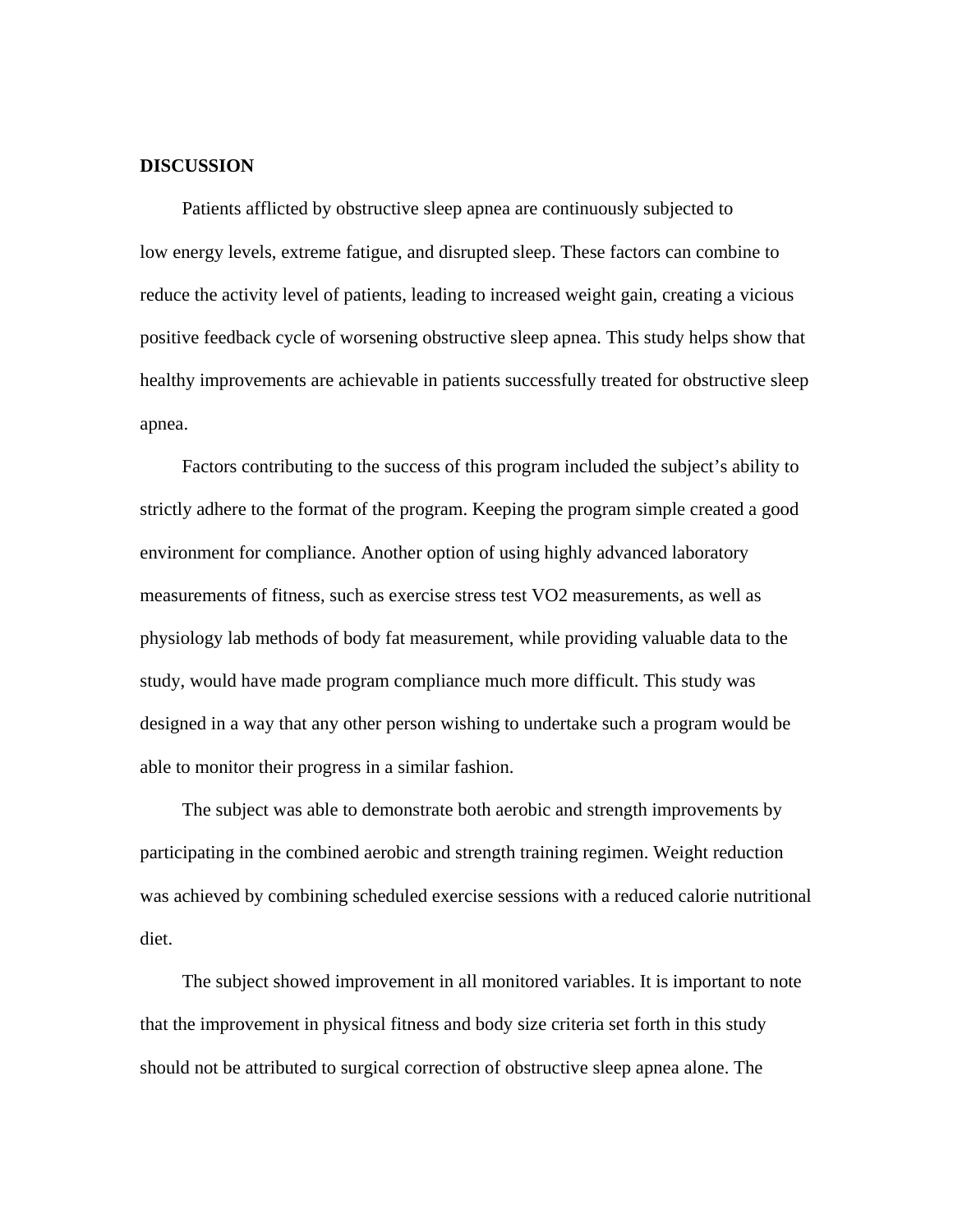## DISCUSSION

Patients afflicted by obstructive sleep apnea are continuously subjected to low energy levels, extreme fatigue, and disrupted sleep. These factors can combine to reduce the activity level of patients, leading to increased weight gain, creating a vicious positive feedback cycle of worsening obstructive sleep apnea. This study helps show that healthy improvements are achievable in patients successfully treated for obstructive sleep apnea.

Factors contributing to the success of this program included the subject's ability to strictly adhere to the format of the program. Keeping the program simple created a good environment for compliance. Another option of using highly advanced laboratory measurements of fitness, such as exercise stress test VO2 measurements, as well as physiology lab methods of body fat measurement, while providing valuable data to the study, would have made program compliance much more difficult. This study was designed in a way that any other person wishing to undertake such a program would be able to monitor their progress in a similar fashion.

The subject was able to demonstrate both aerobic and strength improvements by participating in the combined aerobic and strength training regimen. Weight reduction was achieved by combining scheduled exercise sessions with a reduced calorie nutritional diet.

The subject showed improvement in all monitored variables. It is important to note that the improvement in physical fitness and body size criteria set forth in this study should not be attributed to surgical correction of obstructive sleep apnea alone. The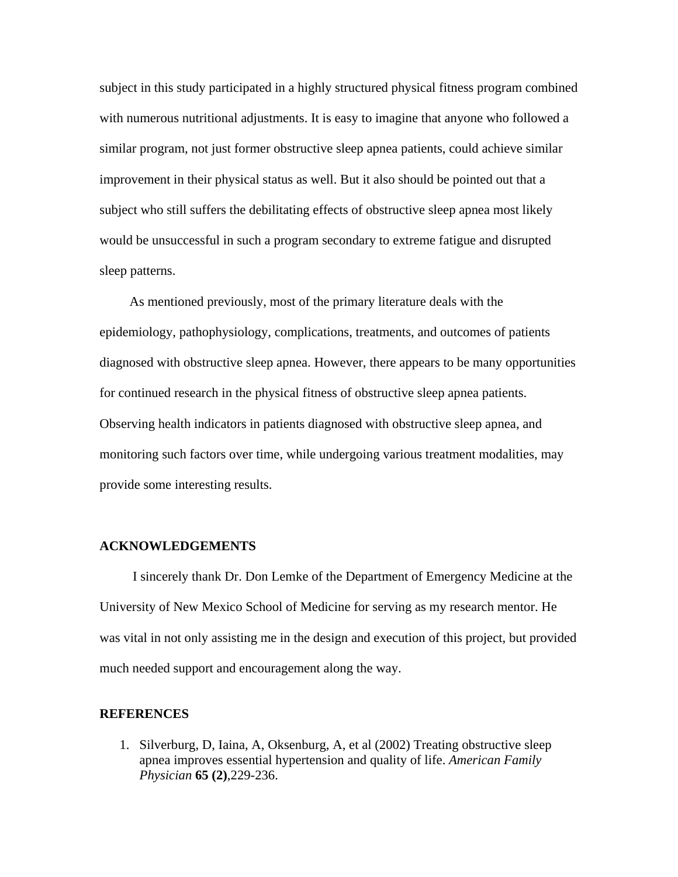subject in this study participated in a highly structured physical fitness program combined with numerous nutritional adjustments. It is easy to imagine that anyone who followed a similar program, not just former obstructive sleep apnea patients, could achieve similar improvement in their physical status as well. But it also should be pointed out that a subject who still suffers the debilitating effects of obstructive sleep apnea most likely would be unsuccessful in such a program secondary to extreme fatigue and disrupted sleep patterns.

As mentioned previously, most of the primary literature deals with the epidemiology, pathophysiology, complications, treatments, and outcomes of patients diagnosed with obstructive sleep apnea. However, there appears to be many opportunities for continued research in the physical fitness of obstructive sleep apnea patients. Observing health indicators in patients diagnosed with obstructive sleep apnea, and monitoring such factors over time, while undergoing various treatment modalities, may provide some interesting results.

## ACKNOWLEDGEMENTS

I sincerely thank Dr. Don Lemke of the Department of Emergency Medicine at the University of New Mexico School of Medicine for serving as my research mentor. He was vital in not only assisting me in the design and execution of this project, but provided much needed support and encouragement along the way.

## REFERENCES

1. Silverburg, D, Iaina, A, Oksenburg, A, et al (2002) Treating obstructive sleep apnea improves essential hypertension and quality of life. *American Family Physician* **65 (2)**,229-236.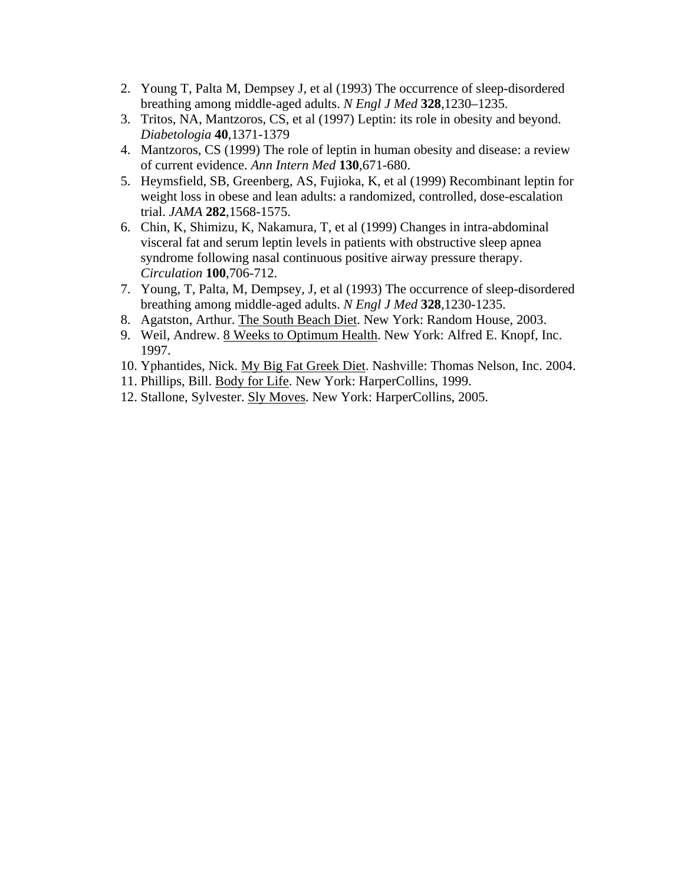2. Young T, Palta M, Dempsey J, et al (1993) The occurrence of sleep-disordered breathing among middle-aged adults. *N Engl J Med* **328**,1230–1235.
3. Tritos, NA, Mantzoros, CS, et al (1997) Leptin: its role in obesity and beyond. *Diabetologia* **40**,1371-1379
4. Mantzoros, CS (1999) The role of leptin in human obesity and disease: a review of current evidence. *Ann Intern Med* **130**,671-680.
5. Heymsfield, SB, Greenberg, AS, Fujioka, K, et al (1999) Recombinant leptin for weight loss in obese and lean adults: a randomized, controlled, dose-escalation trial. *JAMA* **282**,1568-1575.
6. Chin, K, Shimizu, K, Nakamura, T, et al (1999) Changes in intra-abdominal visceral fat and serum leptin levels in patients with obstructive sleep apnea syndrome following nasal continuous positive airway pressure therapy. *Circulation* **100**,706-712.
7. Young, T, Palta, M, Dempsey, J, et al (1993) The occurrence of sleep-disordered breathing among middle-aged adults. *N Engl J Med* **328**,1230-1235.
8. Agatston, Arthur. <u>The South Beach Diet</u>. New York: Random House, 2003.
9. Weil, Andrew. <u>8 Weeks to Optimum Health</u>. New York: Alfred E. Knopf, Inc. 1997.
10. Yphantides, Nick. <u>My Big Fat Greek Diet</u>. Nashville: Thomas Nelson, Inc. 2004.
11. Phillips, Bill. <u>Body for Life</u>. New York: HarperCollins, 1999.
12. Stallone, Sylvester. <u>Sly Moves</u>. New York: HarperCollins, 2005.